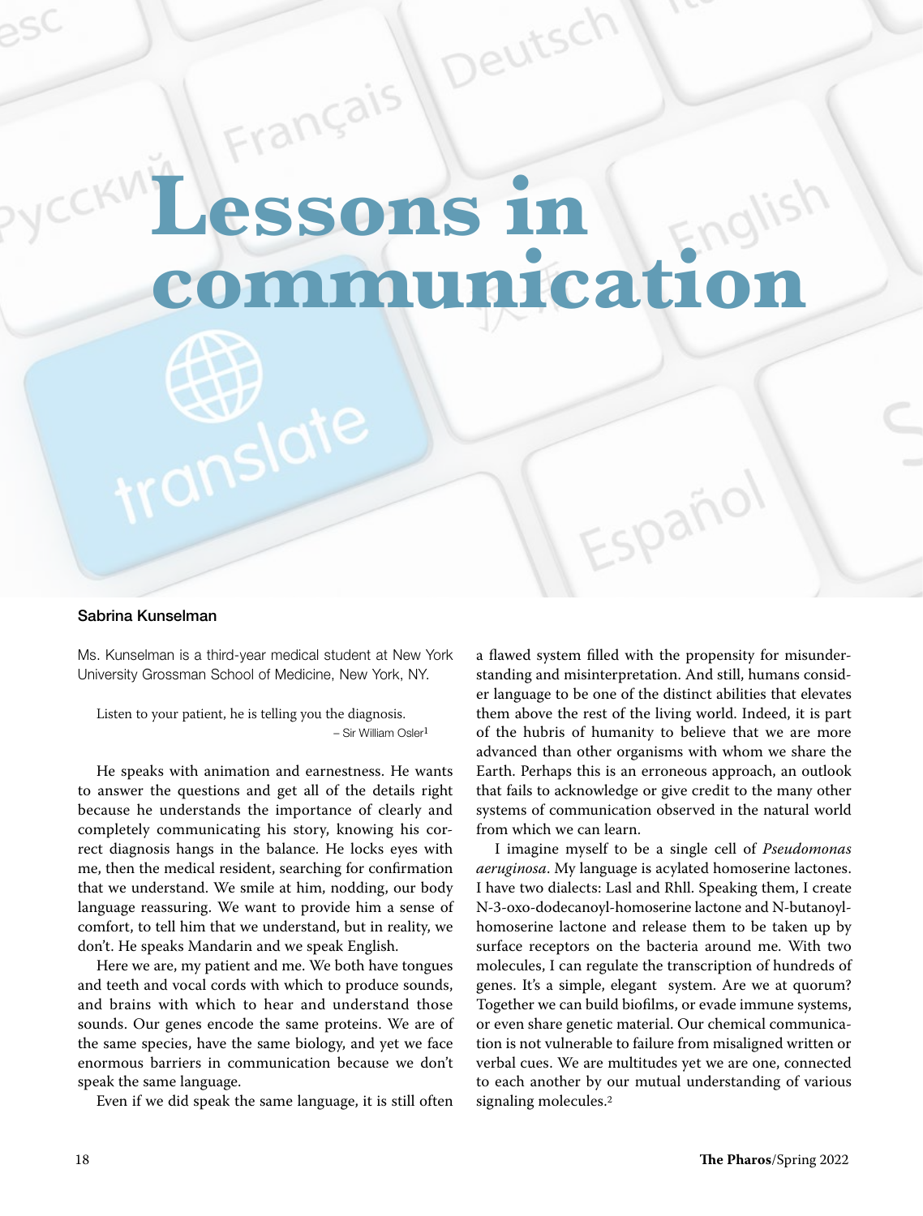# Lessons in communication

**Sabrina Kunselman**

Ms. Kunselman is a third-year medical student at New York University Grossman School of Medicine, New York, NY.

> Listen to your patient, he is telling you the diagnosis.
>
> – Sir William Osler[1]

He speaks with animation and earnestness. He wants to answer the questions and get all of the details right because he understands the importance of clearly and completely communicating his story, knowing his correct diagnosis hangs in the balance. He locks eyes with me, then the medical resident, searching for confirmation that we understand. We smile at him, nodding, our body language reassuring. We want to provide him a sense of comfort, to tell him that we understand, but in reality, we don't. He speaks Mandarin and we speak English.

Here we are, my patient and me. We both have tongues and teeth and vocal cords with which to produce sounds, and brains with which to hear and understand those sounds. Our genes encode the same proteins. We are of the same species, have the same biology, and yet we face enormous barriers in communication because we don't speak the same language.

Even if we did speak the same language, it is still often a flawed system filled with the propensity for misunderstanding and misinterpretation. And still, humans consider language to be one of the distinct abilities that elevates them above the rest of the living world. Indeed, it is part of the hubris of humanity to believe that we are more advanced than other organisms with whom we share the Earth. Perhaps this is an erroneous approach, an outlook that fails to acknowledge or give credit to the many other systems of communication observed in the natural world from which we can learn.

I imagine myself to be a single cell of *Pseudomonas aeruginosa*. My language is acylated homoserine lactones. I have two dialects: LasI and RhlI. Speaking them, I create N-3-oxo-dodecanoyl-homoserine lactone and N-butanoyl-homoserine lactone and release them to be taken up by surface receptors on the bacteria around me. With two molecules, I can regulate the transcription of hundreds of genes. It's a simple, elegant system. Are we at quorum? Together we can build biofilms, or evade immune systems, or even share genetic material. Our chemical communication is not vulnerable to failure from misaligned written or verbal cues. We are multitudes yet we are one, connected to each another by our mutual understanding of various signaling molecules.[2]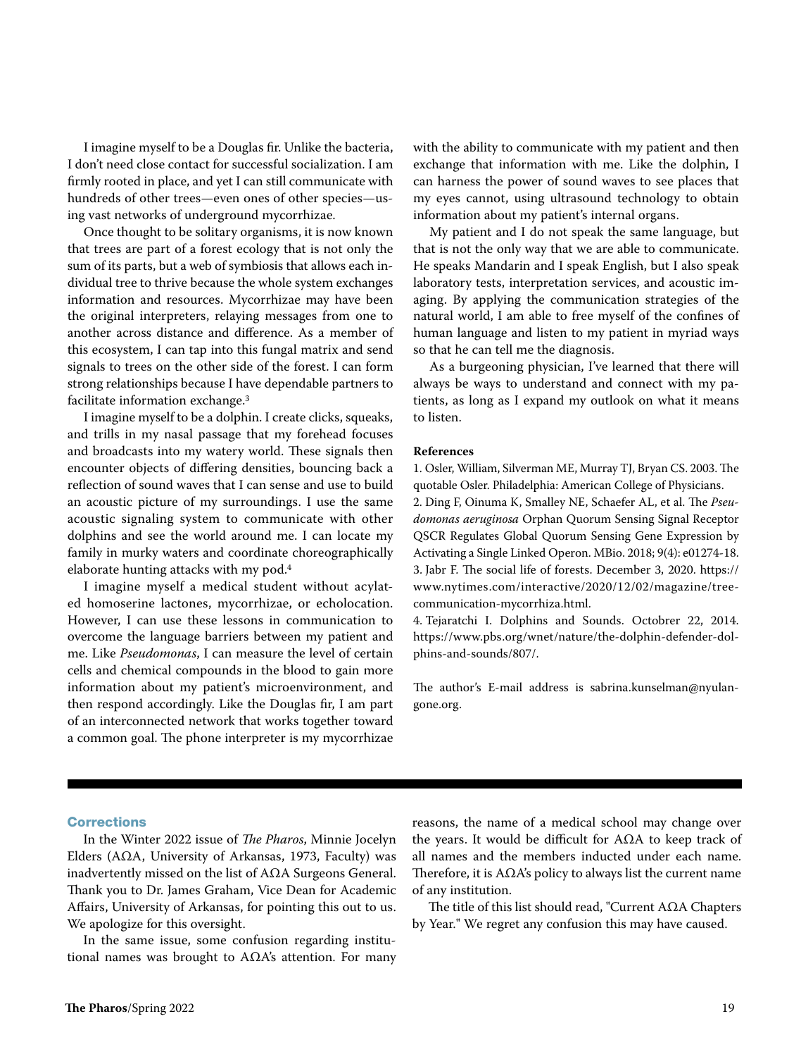I imagine myself to be a Douglas fir. Unlike the bacteria, I don't need close contact for successful socialization. I am firmly rooted in place, and yet I can still communicate with hundreds of other trees—even ones of other species—using vast networks of underground mycorrhizae.

Once thought to be solitary organisms, it is now known that trees are part of a forest ecology that is not only the sum of its parts, but a web of symbiosis that allows each individual tree to thrive because the whole system exchanges information and resources. Mycorrhizae may have been the original interpreters, relaying messages from one to another across distance and difference. As a member of this ecosystem, I can tap into this fungal matrix and send signals to trees on the other side of the forest. I can form strong relationships because I have dependable partners to facilitate information exchange.[3]

I imagine myself to be a dolphin. I create clicks, squeaks, and trills in my nasal passage that my forehead focuses and broadcasts into my watery world. These signals then encounter objects of differing densities, bouncing back a reflection of sound waves that I can sense and use to build an acoustic picture of my surroundings. I use the same acoustic signaling system to communicate with other dolphins and see the world around me. I can locate my family in murky waters and coordinate choreographically elaborate hunting attacks with my pod.[4]

I imagine myself a medical student without acylated homoserine lactones, mycorrhizae, or echolocation. However, I can use these lessons in communication to overcome the language barriers between my patient and me. Like *Pseudomonas*, I can measure the level of certain cells and chemical compounds in the blood to gain more information about my patient's microenvironment, and then respond accordingly. Like the Douglas fir, I am part of an interconnected network that works together toward a common goal. The phone interpreter is my mycorrhizae with the ability to communicate with my patient and then exchange that information with me. Like the dolphin, I can harness the power of sound waves to see places that my eyes cannot, using ultrasound technology to obtain information about my patient's internal organs.

My patient and I do not speak the same language, but that is not the only way that we are able to communicate. He speaks Mandarin and I speak English, but I also speak laboratory tests, interpretation services, and acoustic imaging. By applying the communication strategies of the natural world, I am able to free myself of the confines of human language and listen to my patient in myriad ways so that he can tell me the diagnosis.

As a burgeoning physician, I've learned that there will always be ways to understand and connect with my patients, as long as I expand my outlook on what it means to listen.

**References**

1. Osler, William, Silverman ME, Murray TJ, Bryan CS. 2003. The quotable Osler. Philadelphia: American College of Physicians.
2. Ding F, Oinuma K, Smalley NE, Schaefer AL, et al. The *Pseudomonas aeruginosa* Orphan Quorum Sensing Signal Receptor QSCR Regulates Global Quorum Sensing Gene Expression by Activating a Single Linked Operon. MBio. 2018; 9(4): e01274-18.
3. Jabr F. The social life of forests. December 3, 2020. https://www.nytimes.com/interactive/2020/12/02/magazine/tree-communication-mycorrhiza.html.
4. Tejaratchi I. Dolphins and Sounds. Octobrer 22, 2014. https://www.pbs.org/wnet/nature/the-dolphin-defender-dolphins-and-sounds/807/.

The author's E-mail address is sabrina.kunselman@nyulangone.org.

## Corrections

In the Winter 2022 issue of *The Pharos*, Minnie Jocelyn Elders (AΩA, University of Arkansas, 1973, Faculty) was inadvertently missed on the list of AΩA Surgeons General. Thank you to Dr. James Graham, Vice Dean for Academic Affairs, University of Arkansas, for pointing this out to us. We apologize for this oversight.

In the same issue, some confusion regarding institutional names was brought to AΩA's attention. For many reasons, the name of a medical school may change over the years. It would be difficult for AΩA to keep track of all names and the members inducted under each name. Therefore, it is AΩA's policy to always list the current name of any institution.

The title of this list should read, "Current AΩA Chapters by Year." We regret any confusion this may have caused.